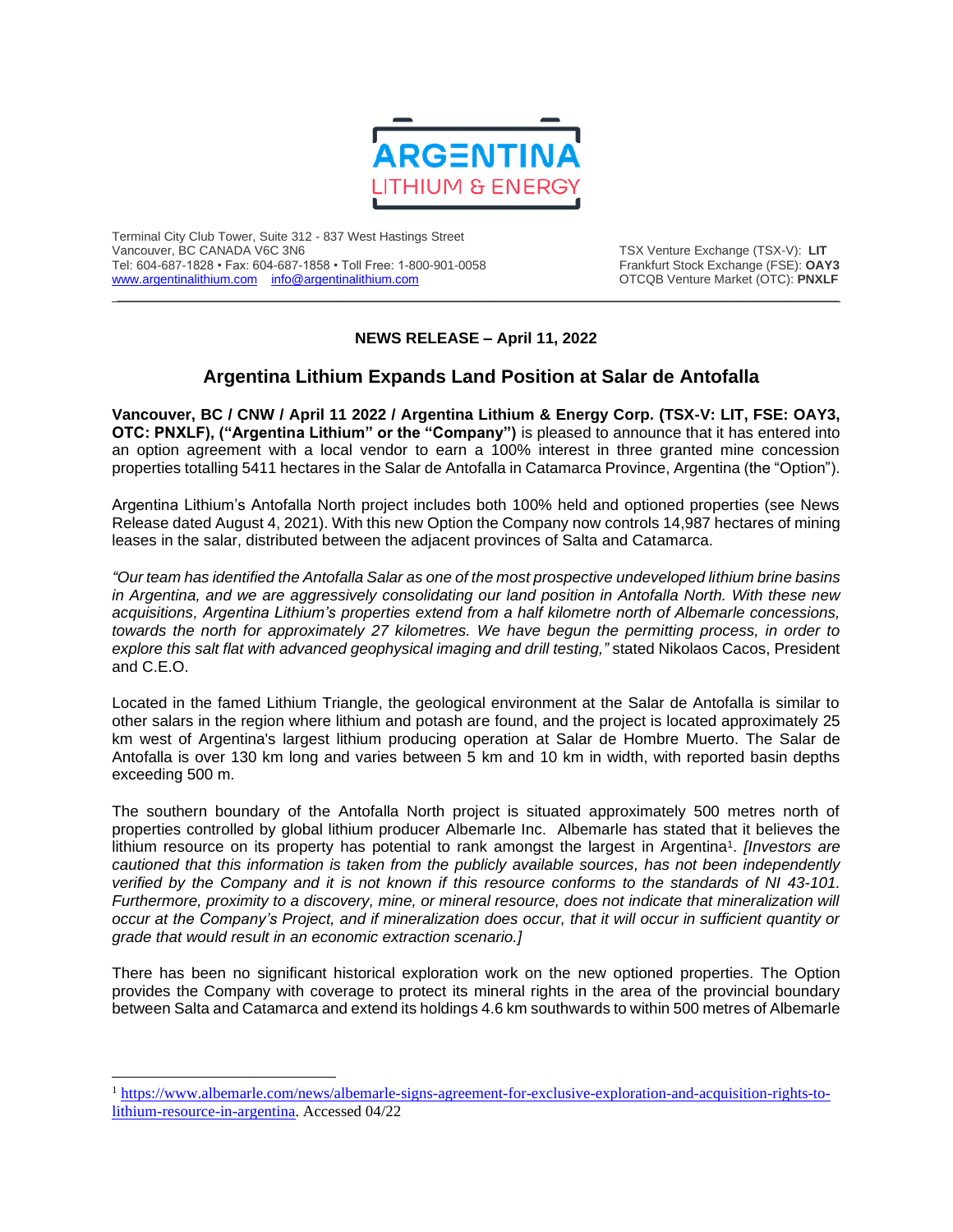ARGENTINA LITHIUM & ENERGY

Terminal City Club Tower, Suite 312 - 837 West Hastings Street
Vancouver, BC CANADA V6C 3N6
Tel: 604-687-1828 • Fax: 604-687-1858 • Toll Free: 1-800-901-0058
www.argentinalithium.com info@argentinalithium.com

TSX Venture Exchange (TSX-V): **LIT**
Frankfurt Stock Exchange (FSE): **OAY3**
OTCQB Venture Market (OTC): **PNXLF**

**NEWS RELEASE – April 11, 2022**

# Argentina Lithium Expands Land Position at Salar de Antofalla

**Vancouver, BC / CNW / April 11 2022 / Argentina Lithium & Energy Corp. (TSX-V: LIT, FSE: OAY3, OTC: PNXLF), ("Argentina Lithium" or the "Company")** is pleased to announce that it has entered into an option agreement with a local vendor to earn a 100% interest in three granted mine concession properties totalling 5411 hectares in the Salar de Antofalla in Catamarca Province, Argentina (the "Option").

Argentina Lithium's Antofalla North project includes both 100% held and optioned properties (see News Release dated August 4, 2021). With this new Option the Company now controls 14,987 hectares of mining leases in the salar, distributed between the adjacent provinces of Salta and Catamarca.

*"Our team has identified the Antofalla Salar as one of the most prospective undeveloped lithium brine basins in Argentina, and we are aggressively consolidating our land position in Antofalla North. With these new acquisitions, Argentina Lithium's properties extend from a half kilometre north of Albemarle concessions, towards the north for approximately 27 kilometres. We have begun the permitting process, in order to explore this salt flat with advanced geophysical imaging and drill testing,"* stated Nikolaos Cacos, President and C.E.O.

Located in the famed Lithium Triangle, the geological environment at the Salar de Antofalla is similar to other salars in the region where lithium and potash are found, and the project is located approximately 25 km west of Argentina's largest lithium producing operation at Salar de Hombre Muerto. The Salar de Antofalla is over 130 km long and varies between 5 km and 10 km in width, with reported basin depths exceeding 500 m.

The southern boundary of the Antofalla North project is situated approximately 500 metres north of properties controlled by global lithium producer Albemarle Inc. Albemarle has stated that it believes the lithium resource on its property has potential to rank amongst the largest in Argentina[1]. *[Investors are cautioned that this information is taken from the publicly available sources, has not been independently verified by the Company and it is not known if this resource conforms to the standards of NI 43-101. Furthermore, proximity to a discovery, mine, or mineral resource, does not indicate that mineralization will occur at the Company's Project, and if mineralization does occur, that it will occur in sufficient quantity or grade that would result in an economic extraction scenario.]*

There has been no significant historical exploration work on the new optioned properties. The Option provides the Company with coverage to protect its mineral rights in the area of the provincial boundary between Salta and Catamarca and extend its holdings 4.6 km southwards to within 500 metres of Albemarle

[1] https://www.albemarle.com/news/albemarle-signs-agreement-for-exclusive-exploration-and-acquisition-rights-to-lithium-resource-in-argentina. Accessed 04/22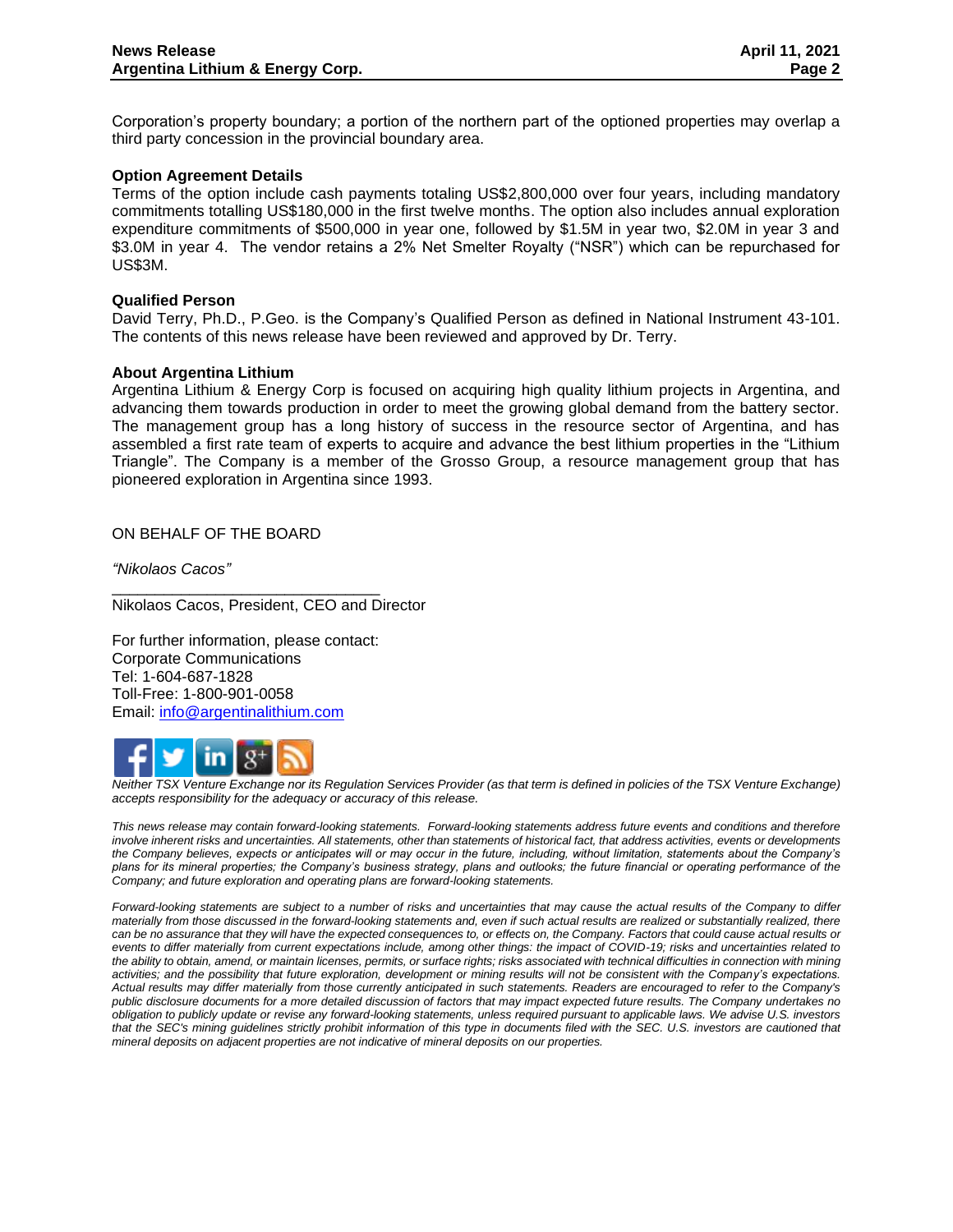Corporation's property boundary; a portion of the northern part of the optioned properties may overlap a third party concession in the provincial boundary area.

**Option Agreement Details**

Terms of the option include cash payments totaling US$2,800,000 over four years, including mandatory commitments totalling US$180,000 in the first twelve months. The option also includes annual exploration expenditure commitments of $500,000 in year one, followed by $1.5M in year two, $2.0M in year 3 and $3.0M in year 4. The vendor retains a 2% Net Smelter Royalty ("NSR") which can be repurchased for US$3M.

**Qualified Person**

David Terry, Ph.D., P.Geo. is the Company's Qualified Person as defined in National Instrument 43-101. The contents of this news release have been reviewed and approved by Dr. Terry.

**About Argentina Lithium**

Argentina Lithium & Energy Corp is focused on acquiring high quality lithium projects in Argentina, and advancing them towards production in order to meet the growing global demand from the battery sector. The management group has a long history of success in the resource sector of Argentina, and has assembled a first rate team of experts to acquire and advance the best lithium properties in the "Lithium Triangle". The Company is a member of the Grosso Group, a resource management group that has pioneered exploration in Argentina since 1993.

ON BEHALF OF THE BOARD

*"Nikolaos Cacos"*

______________________________

Nikolaos Cacos, President, CEO and Director

For further information, please contact:
Corporate Communications
Tel: 1-604-687-1828
Toll-Free: 1-800-901-0058
Email: info@argentinalithium.com

*Neither TSX Venture Exchange nor its Regulation Services Provider (as that term is defined in policies of the TSX Venture Exchange) accepts responsibility for the adequacy or accuracy of this release.*

*This news release may contain forward-looking statements. Forward-looking statements address future events and conditions and therefore involve inherent risks and uncertainties. All statements, other than statements of historical fact, that address activities, events or developments the Company believes, expects or anticipates will or may occur in the future, including, without limitation, statements about the Company's plans for its mineral properties; the Company's business strategy, plans and outlooks; the future financial or operating performance of the Company; and future exploration and operating plans are forward-looking statements.*

*Forward-looking statements are subject to a number of risks and uncertainties that may cause the actual results of the Company to differ materially from those discussed in the forward-looking statements and, even if such actual results are realized or substantially realized, there can be no assurance that they will have the expected consequences to, or effects on, the Company. Factors that could cause actual results or events to differ materially from current expectations include, among other things: the impact of COVID-19; risks and uncertainties related to the ability to obtain, amend, or maintain licenses, permits, or surface rights; risks associated with technical difficulties in connection with mining activities; and the possibility that future exploration, development or mining results will not be consistent with the Company's expectations. Actual results may differ materially from those currently anticipated in such statements. Readers are encouraged to refer to the Company's public disclosure documents for a more detailed discussion of factors that may impact expected future results. The Company undertakes no obligation to publicly update or revise any forward-looking statements, unless required pursuant to applicable laws. We advise U.S. investors that the SEC's mining guidelines strictly prohibit information of this type in documents filed with the SEC. U.S. investors are cautioned that mineral deposits on adjacent properties are not indicative of mineral deposits on our properties.*